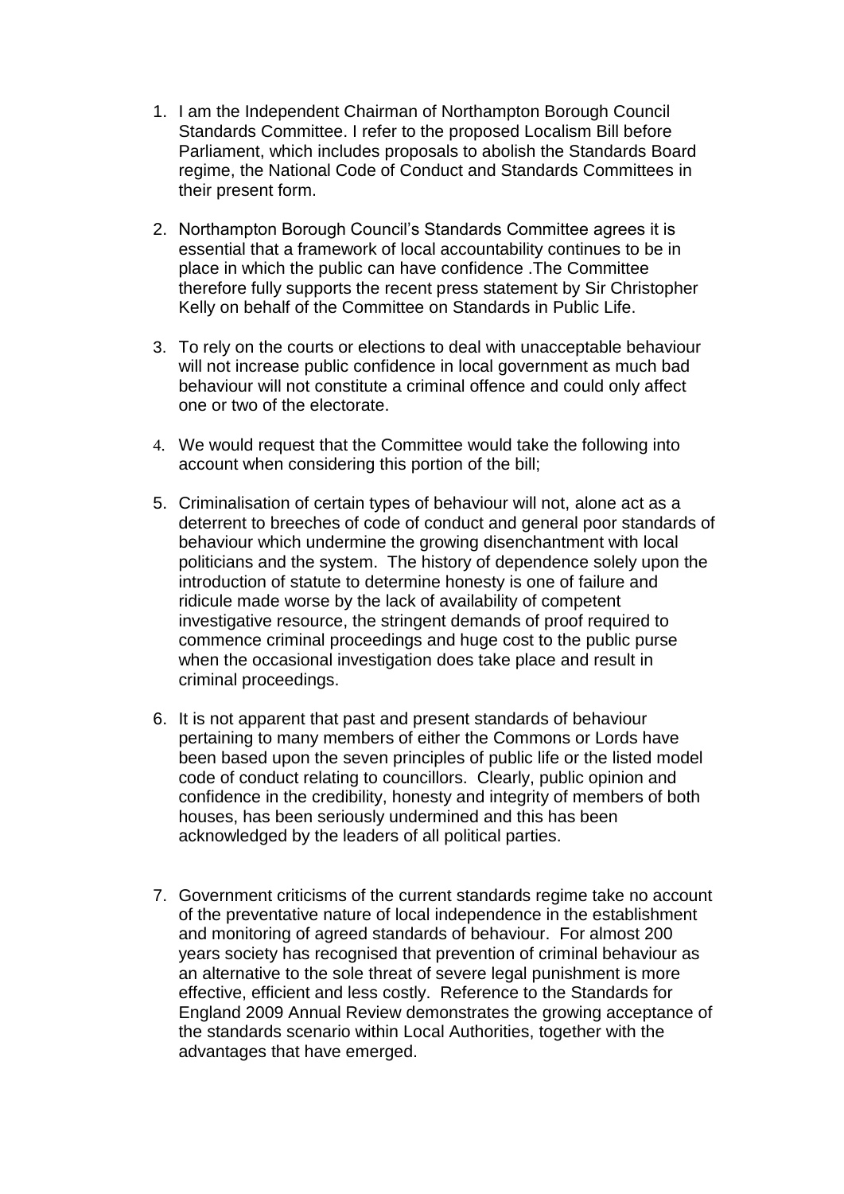1. I am the Independent Chairman of Northampton Borough Council Standards Committee. I refer to the proposed Localism Bill before Parliament, which includes proposals to abolish the Standards Board regime, the National Code of Conduct and Standards Committees in their present form.

2. Northampton Borough Council's Standards Committee agrees it is essential that a framework of local accountability continues to be in place in which the public can have confidence .The Committee therefore fully supports the recent press statement by Sir Christopher Kelly on behalf of the Committee on Standards in Public Life.

3. To rely on the courts or elections to deal with unacceptable behaviour will not increase public confidence in local government as much bad behaviour will not constitute a criminal offence and could only affect one or two of the electorate.

4. We would request that the Committee would take the following into account when considering this portion of the bill;

5. Criminalisation of certain types of behaviour will not, alone act as a deterrent to breeches of code of conduct and general poor standards of behaviour which undermine the growing disenchantment with local politicians and the system. The history of dependence solely upon the introduction of statute to determine honesty is one of failure and ridicule made worse by the lack of availability of competent investigative resource, the stringent demands of proof required to commence criminal proceedings and huge cost to the public purse when the occasional investigation does take place and result in criminal proceedings.

6. It is not apparent that past and present standards of behaviour pertaining to many members of either the Commons or Lords have been based upon the seven principles of public life or the listed model code of conduct relating to councillors. Clearly, public opinion and confidence in the credibility, honesty and integrity of members of both houses, has been seriously undermined and this has been acknowledged by the leaders of all political parties.

7. Government criticisms of the current standards regime take no account of the preventative nature of local independence in the establishment and monitoring of agreed standards of behaviour. For almost 200 years society has recognised that prevention of criminal behaviour as an alternative to the sole threat of severe legal punishment is more effective, efficient and less costly. Reference to the Standards for England 2009 Annual Review demonstrates the growing acceptance of the standards scenario within Local Authorities, together with the advantages that have emerged.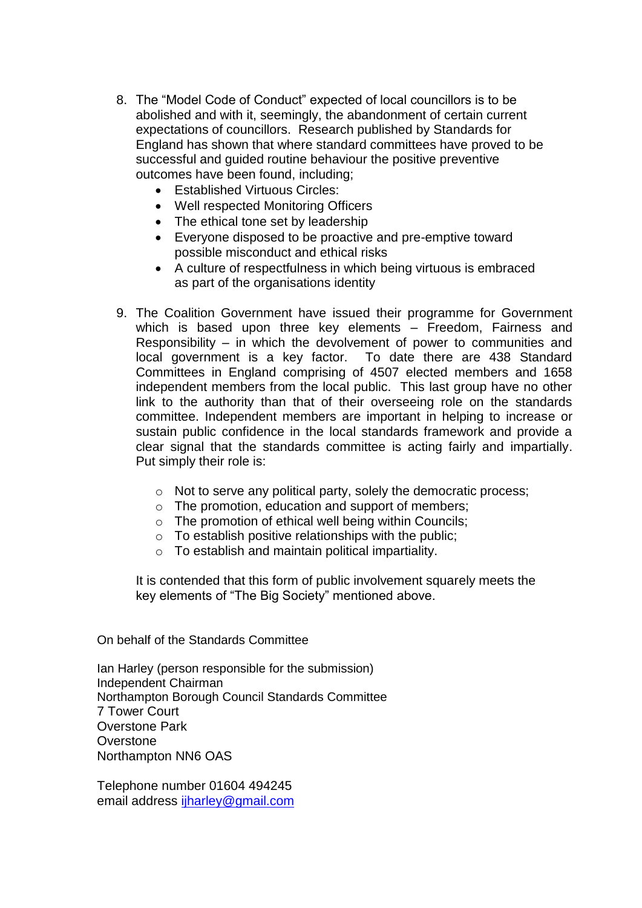8. The "Model Code of Conduct" expected of local councillors is to be abolished and with it, seemingly, the abandonment of certain current expectations of councillors. Research published by Standards for England has shown that where standard committees have proved to be successful and guided routine behaviour the positive preventive outcomes have been found, including;
   - Established Virtuous Circles:
   - Well respected Monitoring Officers
   - The ethical tone set by leadership
   - Everyone disposed to be proactive and pre-emptive toward possible misconduct and ethical risks
   - A culture of respectfulness in which being virtuous is embraced as part of the organisations identity

9. The Coalition Government have issued their programme for Government which is based upon three key elements – Freedom, Fairness and Responsibility – in which the devolvement of power to communities and local government is a key factor. To date there are 438 Standard Committees in England comprising of 4507 elected members and 1658 independent members from the local public. This last group have no other link to the authority than that of their overseeing role on the standards committee. Independent members are important in helping to increase or sustain public confidence in the local standards framework and provide a clear signal that the standards committee is acting fairly and impartially. Put simply their role is:

   - Not to serve any political party, solely the democratic process;
   - The promotion, education and support of members;
   - The promotion of ethical well being within Councils;
   - To establish positive relationships with the public;
   - To establish and maintain political impartiality.

   It is contended that this form of public involvement squarely meets the key elements of "The Big Society" mentioned above.

On behalf of the Standards Committee

Ian Harley (person responsible for the submission)
Independent Chairman
Northampton Borough Council Standards Committee
7 Tower Court
Overstone Park
Overstone
Northampton NN6 OAS

Telephone number 01604 494245
email address ijharley@gmail.com